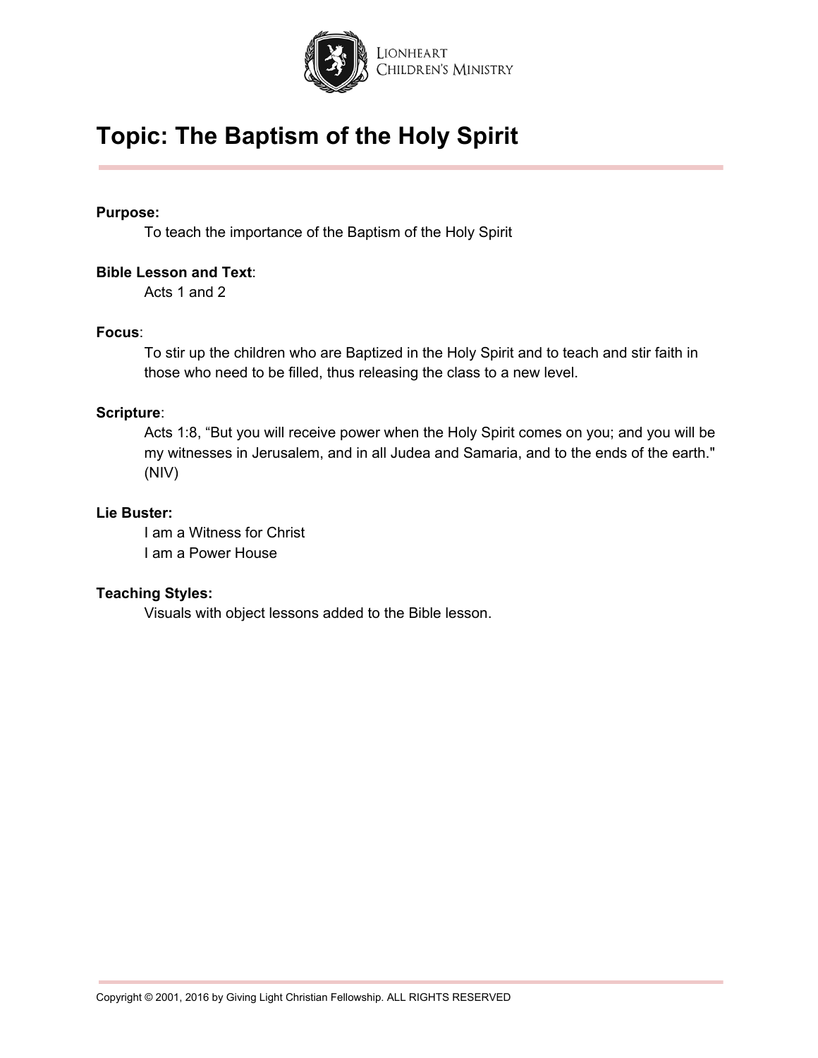Lionheart Children's Ministry

# Topic: The Baptism of the Holy Spirit

**Purpose:**

To teach the importance of the Baptism of the Holy Spirit

**Bible Lesson and Text**:

Acts 1 and 2

**Focus**:

To stir up the children who are Baptized in the Holy Spirit and to teach and stir faith in those who need to be filled, thus releasing the class to a new level.

**Scripture**:

Acts 1:8, "But you will receive power when the Holy Spirit comes on you; and you will be my witnesses in Jerusalem, and in all Judea and Samaria, and to the ends of the earth." (NIV)

**Lie Buster:**

I am a Witness for Christ
I am a Power House

**Teaching Styles:**

Visuals with object lessons added to the Bible lesson.

Copyright © 2001, 2016 by Giving Light Christian Fellowship. ALL RIGHTS RESERVED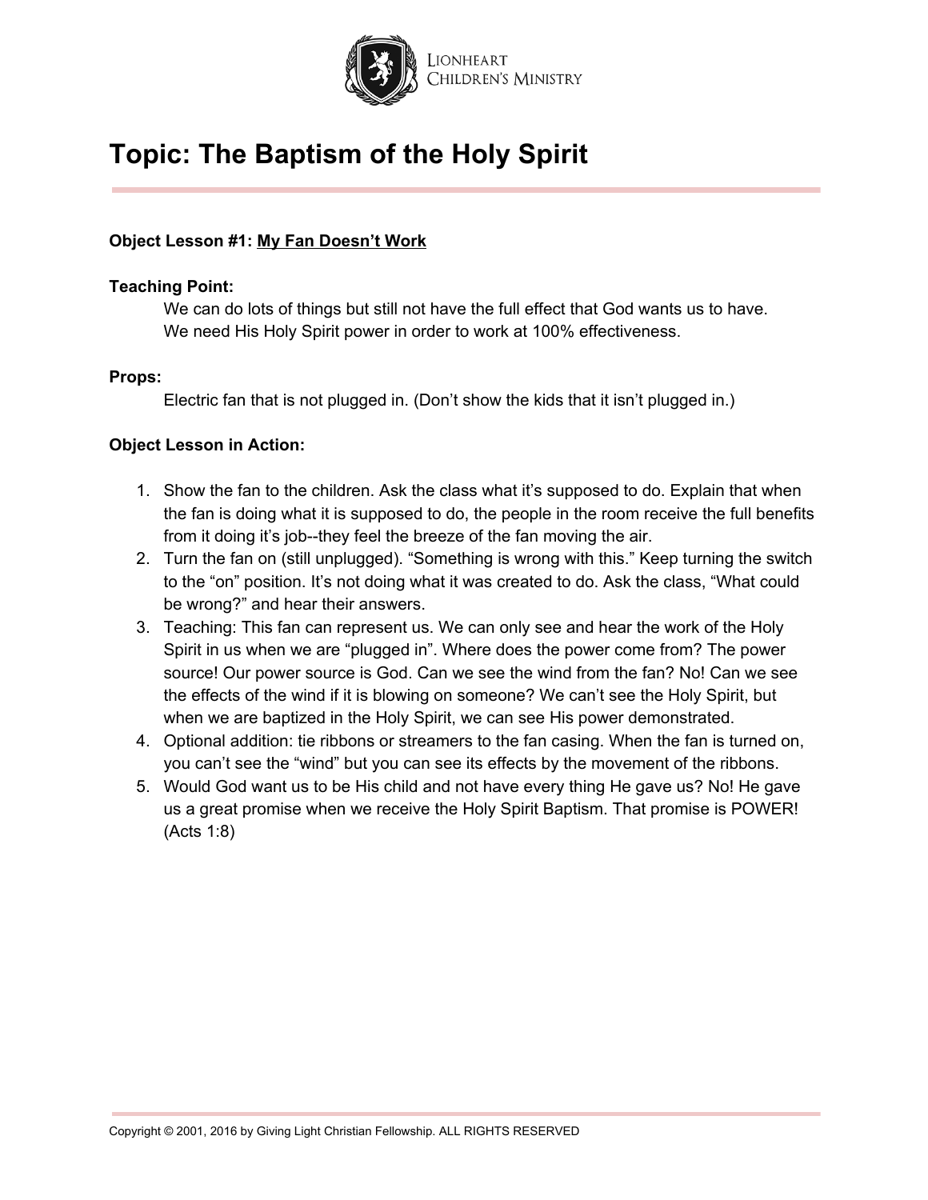# Topic: The Baptism of the Holy Spirit

**Object Lesson #1:** <u>My Fan Doesn't Work</u>

**Teaching Point:**

We can do lots of things but still not have the full effect that God wants us to have. We need His Holy Spirit power in order to work at 100% effectiveness.

**Props:**

Electric fan that is not plugged in. (Don't show the kids that it isn't plugged in.)

**Object Lesson in Action:**

1. Show the fan to the children. Ask the class what it's supposed to do. Explain that when the fan is doing what it is supposed to do, the people in the room receive the full benefits from it doing it's job--they feel the breeze of the fan moving the air.
2. Turn the fan on (still unplugged). "Something is wrong with this." Keep turning the switch to the "on" position. It's not doing what it was created to do. Ask the class, "What could be wrong?" and hear their answers.
3. Teaching: This fan can represent us. We can only see and hear the work of the Holy Spirit in us when we are "plugged in". Where does the power come from? The power source! Our power source is God. Can we see the wind from the fan? No! Can we see the effects of the wind if it is blowing on someone? We can't see the Holy Spirit, but when we are baptized in the Holy Spirit, we can see His power demonstrated.
4. Optional addition: tie ribbons or streamers to the fan casing. When the fan is turned on, you can't see the "wind" but you can see its effects by the movement of the ribbons.
5. Would God want us to be His child and not have every thing He gave us? No! He gave us a great promise when we receive the Holy Spirit Baptism. That promise is POWER! (Acts 1:8)

Copyright © 2001, 2016 by Giving Light Christian Fellowship. ALL RIGHTS RESERVED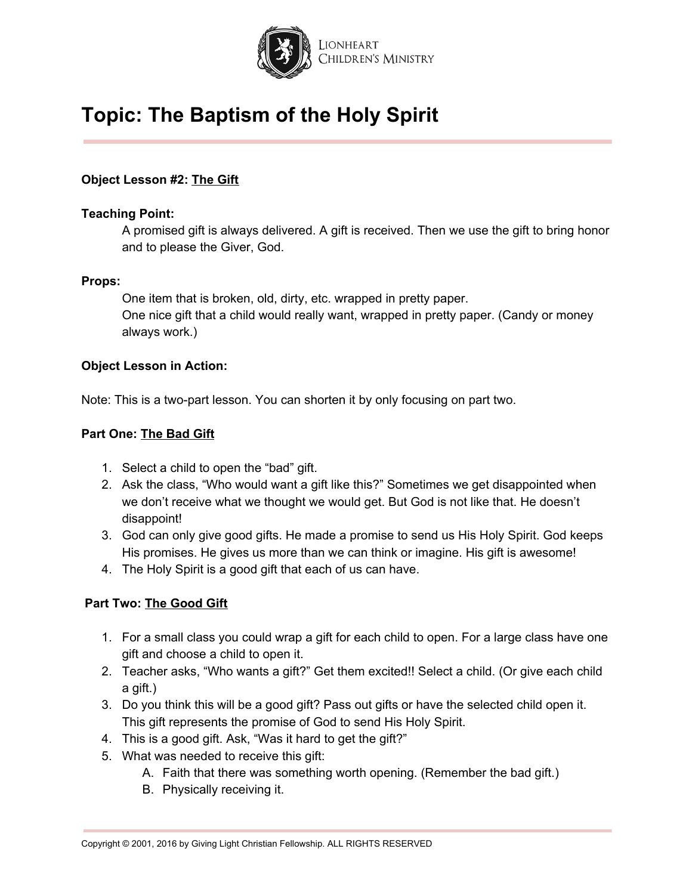# Topic: The Baptism of the Holy Spirit

**Object Lesson #2: The Gift**

**Teaching Point:**

A promised gift is always delivered. A gift is received. Then we use the gift to bring honor and to please the Giver, God.

**Props:**

One item that is broken, old, dirty, etc. wrapped in pretty paper.
One nice gift that a child would really want, wrapped in pretty paper. (Candy or money always work.)

**Object Lesson in Action:**

Note: This is a two-part lesson. You can shorten it by only focusing on part two.

**Part One: The Bad Gift**

1. Select a child to open the "bad" gift.
2. Ask the class, "Who would want a gift like this?" Sometimes we get disappointed when we don't receive what we thought we would get. But God is not like that. He doesn't disappoint!
3. God can only give good gifts. He made a promise to send us His Holy Spirit. God keeps His promises. He gives us more than we can think or imagine. His gift is awesome!
4. The Holy Spirit is a good gift that each of us can have.

**Part Two: The Good Gift**

1. For a small class you could wrap a gift for each child to open. For a large class have one gift and choose a child to open it.
2. Teacher asks, "Who wants a gift?" Get them excited!! Select a child. (Or give each child a gift.)
3. Do you think this will be a good gift? Pass out gifts or have the selected child open it. This gift represents the promise of God to send His Holy Spirit.
4. This is a good gift. Ask, "Was it hard to get the gift?"
5. What was needed to receive this gift:
   A. Faith that there was something worth opening. (Remember the bad gift.)
   B. Physically receiving it.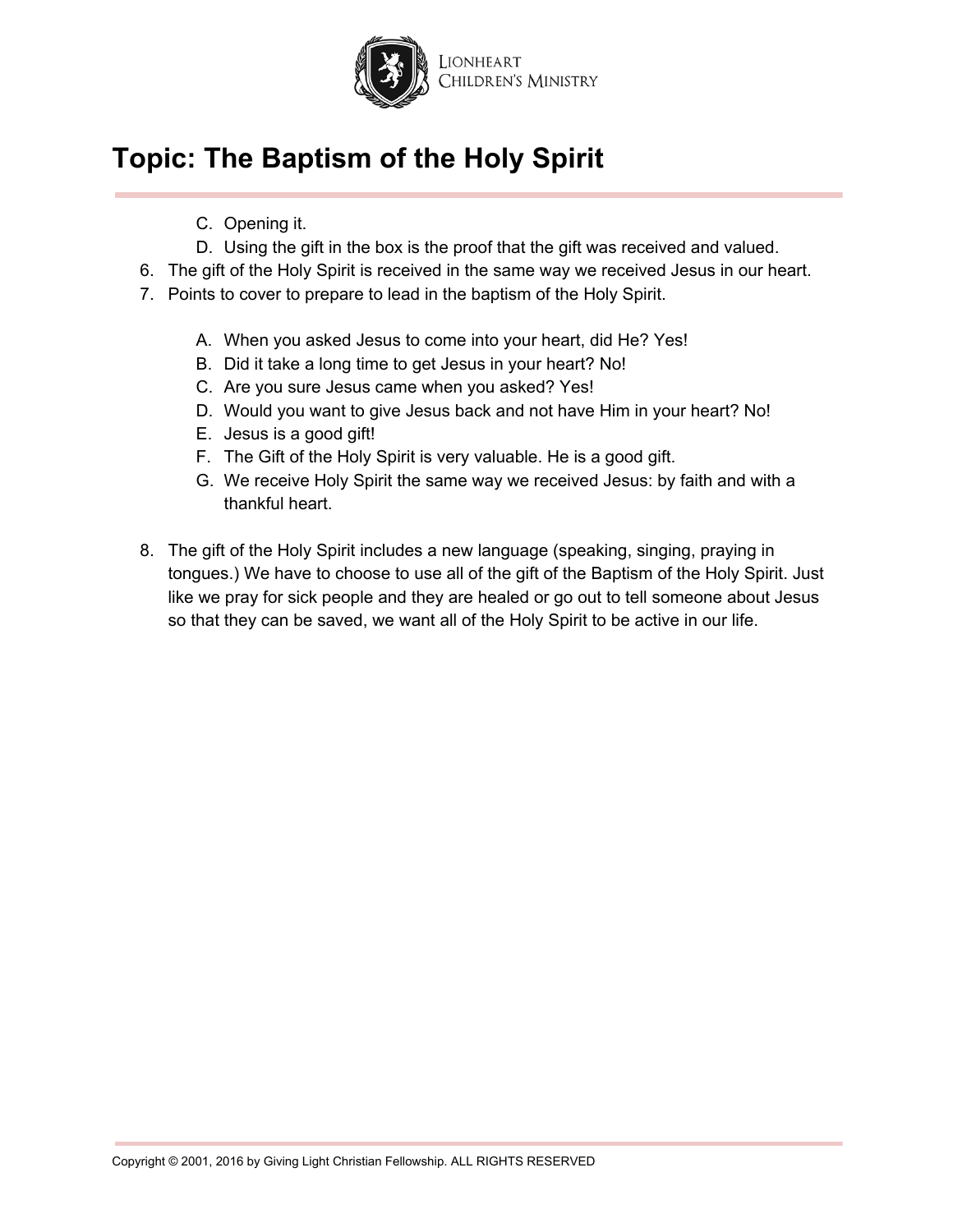# Topic: The Baptism of the Holy Spirit

   C. Opening it.
   D. Using the gift in the box is the proof that the gift was received and valued.

6. The gift of the Holy Spirit is received in the same way we received Jesus in our heart.
7. Points to cover to prepare to lead in the baptism of the Holy Spirit.

   A. When you asked Jesus to come into your heart, did He? Yes!
   B. Did it take a long time to get Jesus in your heart? No!
   C. Are you sure Jesus came when you asked? Yes!
   D. Would you want to give Jesus back and not have Him in your heart? No!
   E. Jesus is a good gift!
   F. The Gift of the Holy Spirit is very valuable. He is a good gift.
   G. We receive Holy Spirit the same way we received Jesus: by faith and with a thankful heart.

8. The gift of the Holy Spirit includes a new language (speaking, singing, praying in tongues.) We have to choose to use all of the gift of the Baptism of the Holy Spirit. Just like we pray for sick people and they are healed or go out to tell someone about Jesus so that they can be saved, we want all of the Holy Spirit to be active in our life.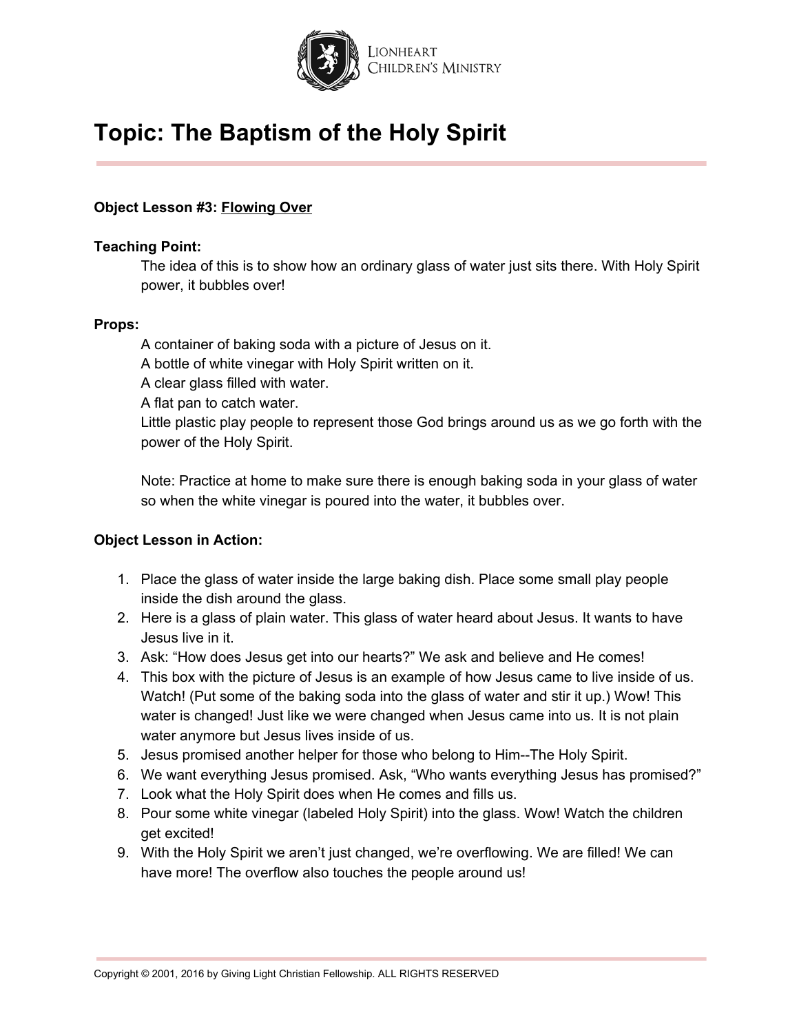# Topic: The Baptism of the Holy Spirit

**Object Lesson #3: Flowing Over**

**Teaching Point:**

The idea of this is to show how an ordinary glass of water just sits there. With Holy Spirit power, it bubbles over!

**Props:**

A container of baking soda with a picture of Jesus on it.
A bottle of white vinegar with Holy Spirit written on it.
A clear glass filled with water.
A flat pan to catch water.
Little plastic play people to represent those God brings around us as we go forth with the power of the Holy Spirit.

Note: Practice at home to make sure there is enough baking soda in your glass of water so when the white vinegar is poured into the water, it bubbles over.

**Object Lesson in Action:**

1. Place the glass of water inside the large baking dish. Place some small play people inside the dish around the glass.
2. Here is a glass of plain water. This glass of water heard about Jesus. It wants to have Jesus live in it.
3. Ask: "How does Jesus get into our hearts?" We ask and believe and He comes!
4. This box with the picture of Jesus is an example of how Jesus came to live inside of us. Watch! (Put some of the baking soda into the glass of water and stir it up.) Wow! This water is changed! Just like we were changed when Jesus came into us. It is not plain water anymore but Jesus lives inside of us.
5. Jesus promised another helper for those who belong to Him--The Holy Spirit.
6. We want everything Jesus promised. Ask, "Who wants everything Jesus has promised?"
7. Look what the Holy Spirit does when He comes and fills us.
8. Pour some white vinegar (labeled Holy Spirit) into the glass. Wow! Watch the children get excited!
9. With the Holy Spirit we aren't just changed, we're overflowing. We are filled! We can have more! The overflow also touches the people around us!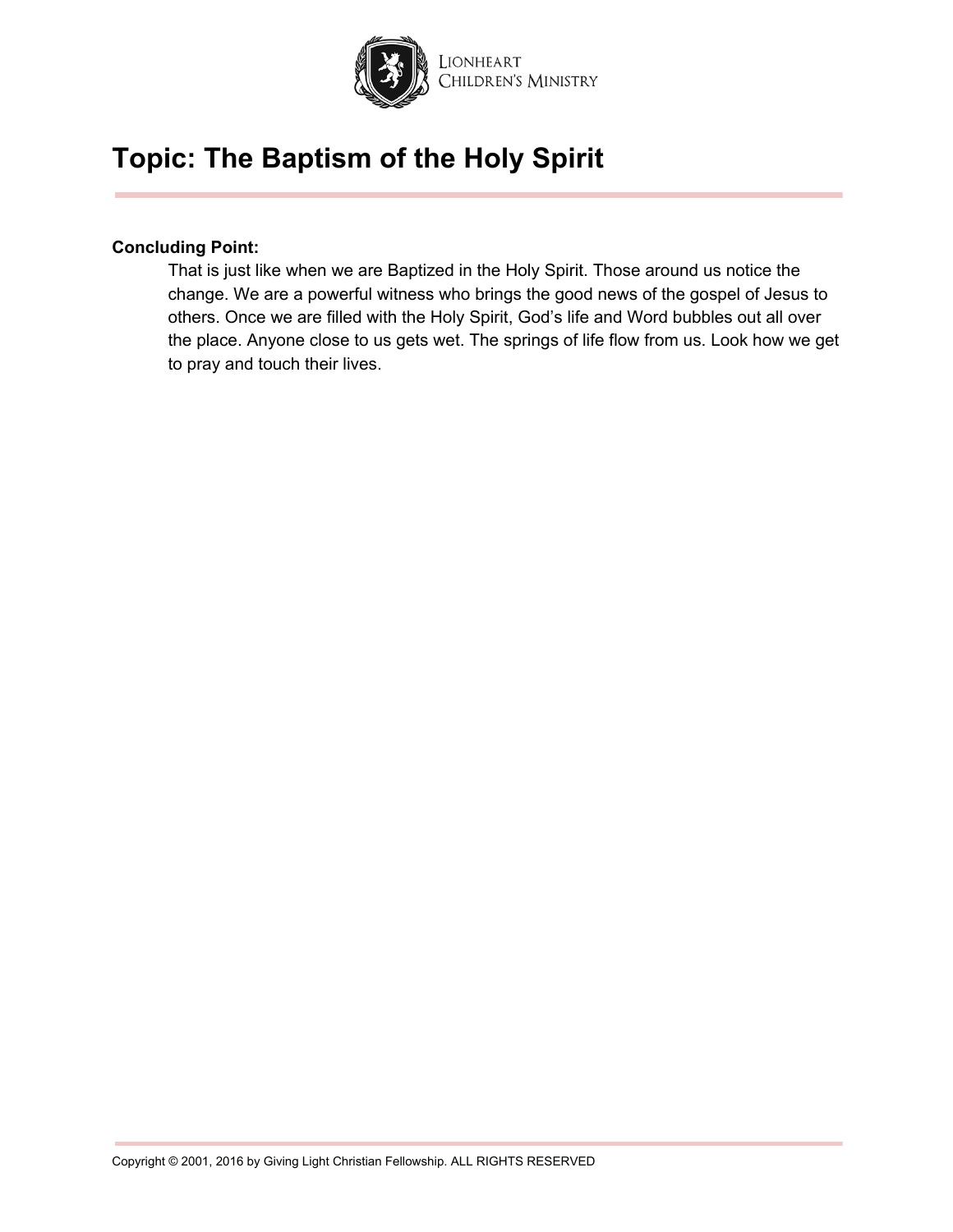# Topic: The Baptism of the Holy Spirit

**Concluding Point:**

That is just like when we are Baptized in the Holy Spirit. Those around us notice the change. We are a powerful witness who brings the good news of the gospel of Jesus to others. Once we are filled with the Holy Spirit, God's life and Word bubbles out all over the place. Anyone close to us gets wet. The springs of life flow from us. Look how we get to pray and touch their lives.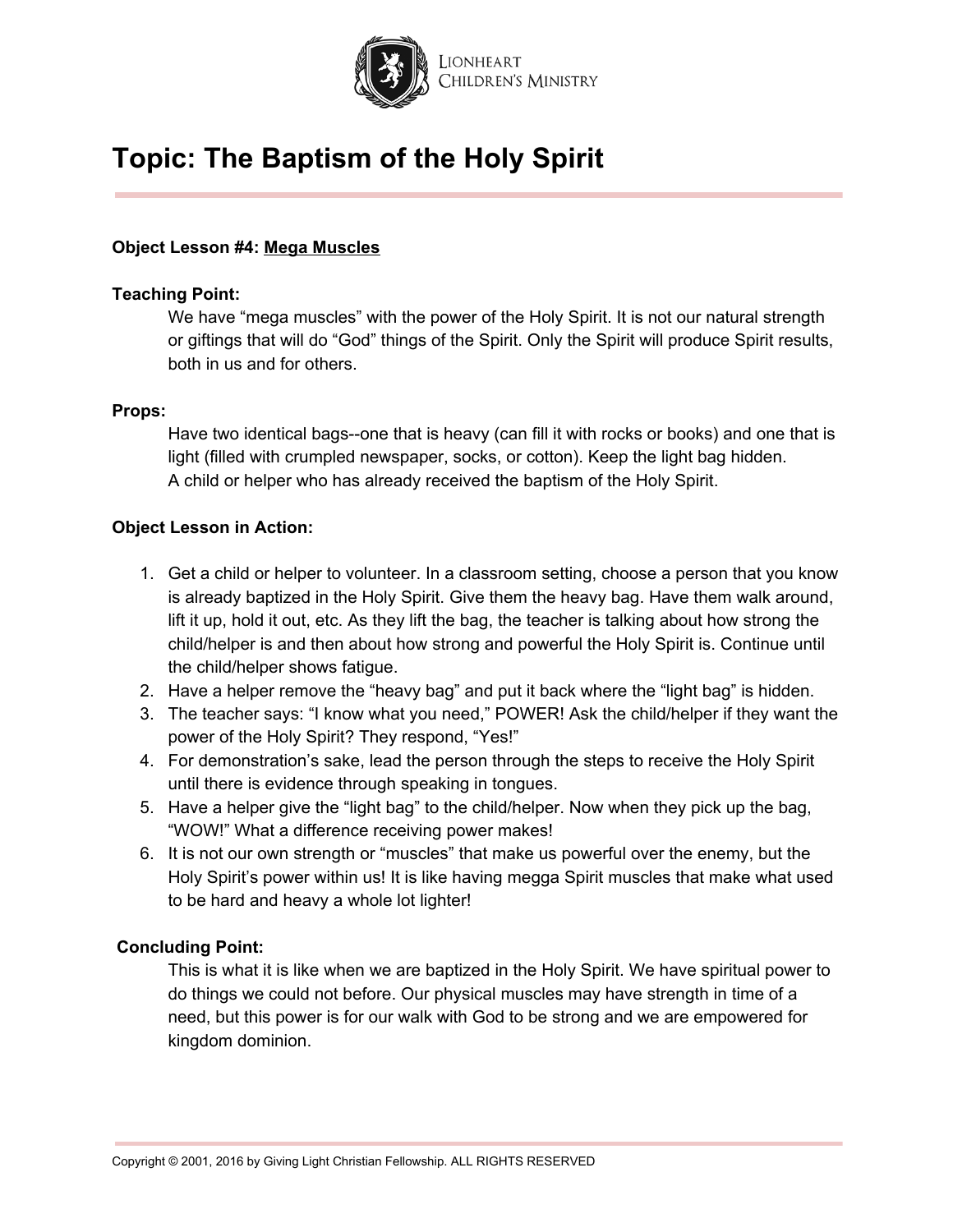# Topic: The Baptism of the Holy Spirit

**Object Lesson #4: Mega Muscles**

**Teaching Point:**

We have "mega muscles" with the power of the Holy Spirit. It is not our natural strength or giftings that will do "God" things of the Spirit. Only the Spirit will produce Spirit results, both in us and for others.

**Props:**

Have two identical bags--one that is heavy (can fill it with rocks or books) and one that is light (filled with crumpled newspaper, socks, or cotton). Keep the light bag hidden.
A child or helper who has already received the baptism of the Holy Spirit.

**Object Lesson in Action:**

1. Get a child or helper to volunteer. In a classroom setting, choose a person that you know is already baptized in the Holy Spirit. Give them the heavy bag. Have them walk around, lift it up, hold it out, etc. As they lift the bag, the teacher is talking about how strong the child/helper is and then about how strong and powerful the Holy Spirit is. Continue until the child/helper shows fatigue.
2. Have a helper remove the "heavy bag" and put it back where the "light bag" is hidden.
3. The teacher says: "I know what you need," POWER! Ask the child/helper if they want the power of the Holy Spirit? They respond, "Yes!"
4. For demonstration's sake, lead the person through the steps to receive the Holy Spirit until there is evidence through speaking in tongues.
5. Have a helper give the "light bag" to the child/helper. Now when they pick up the bag, "WOW!" What a difference receiving power makes!
6. It is not our own strength or "muscles" that make us powerful over the enemy, but the Holy Spirit's power within us! It is like having megga Spirit muscles that make what used to be hard and heavy a whole lot lighter!

**Concluding Point:**

This is what it is like when we are baptized in the Holy Spirit. We have spiritual power to do things we could not before. Our physical muscles may have strength in time of a need, but this power is for our walk with God to be strong and we are empowered for kingdom dominion.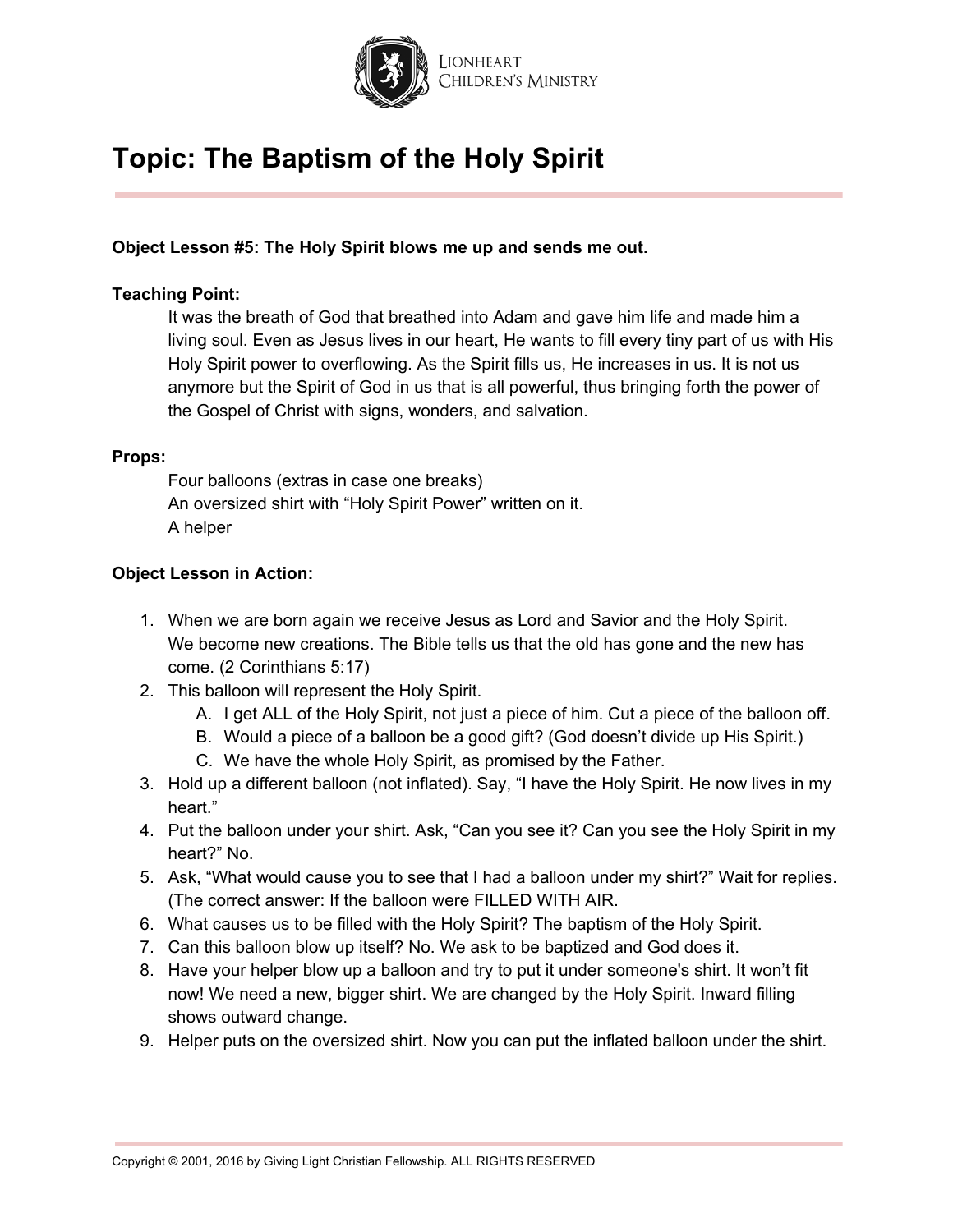# Topic: The Baptism of the Holy Spirit

**Object Lesson #5: <u>The Holy Spirit blows me up and sends me out.</u>**

**Teaching Point:**

It was the breath of God that breathed into Adam and gave him life and made him a living soul. Even as Jesus lives in our heart, He wants to fill every tiny part of us with His Holy Spirit power to overflowing. As the Spirit fills us, He increases in us. It is not us anymore but the Spirit of God in us that is all powerful, thus bringing forth the power of the Gospel of Christ with signs, wonders, and salvation.

**Props:**

Four balloons (extras in case one breaks)
An oversized shirt with "Holy Spirit Power" written on it.
A helper

**Object Lesson in Action:**

1. When we are born again we receive Jesus as Lord and Savior and the Holy Spirit. We become new creations. The Bible tells us that the old has gone and the new has come. (2 Corinthians 5:17)
2. This balloon will represent the Holy Spirit.
   A. I get ALL of the Holy Spirit, not just a piece of him. Cut a piece of the balloon off.
   B. Would a piece of a balloon be a good gift? (God doesn't divide up His Spirit.)
   C. We have the whole Holy Spirit, as promised by the Father.
3. Hold up a different balloon (not inflated). Say, "I have the Holy Spirit. He now lives in my heart."
4. Put the balloon under your shirt. Ask, "Can you see it? Can you see the Holy Spirit in my heart?" No.
5. Ask, "What would cause you to see that I had a balloon under my shirt?" Wait for replies. (The correct answer: If the balloon were FILLED WITH AIR.
6. What causes us to be filled with the Holy Spirit? The baptism of the Holy Spirit.
7. Can this balloon blow up itself? No. We ask to be baptized and God does it.
8. Have your helper blow up a balloon and try to put it under someone's shirt. It won't fit now! We need a new, bigger shirt. We are changed by the Holy Spirit. Inward filling shows outward change.
9. Helper puts on the oversized shirt. Now you can put the inflated balloon under the shirt.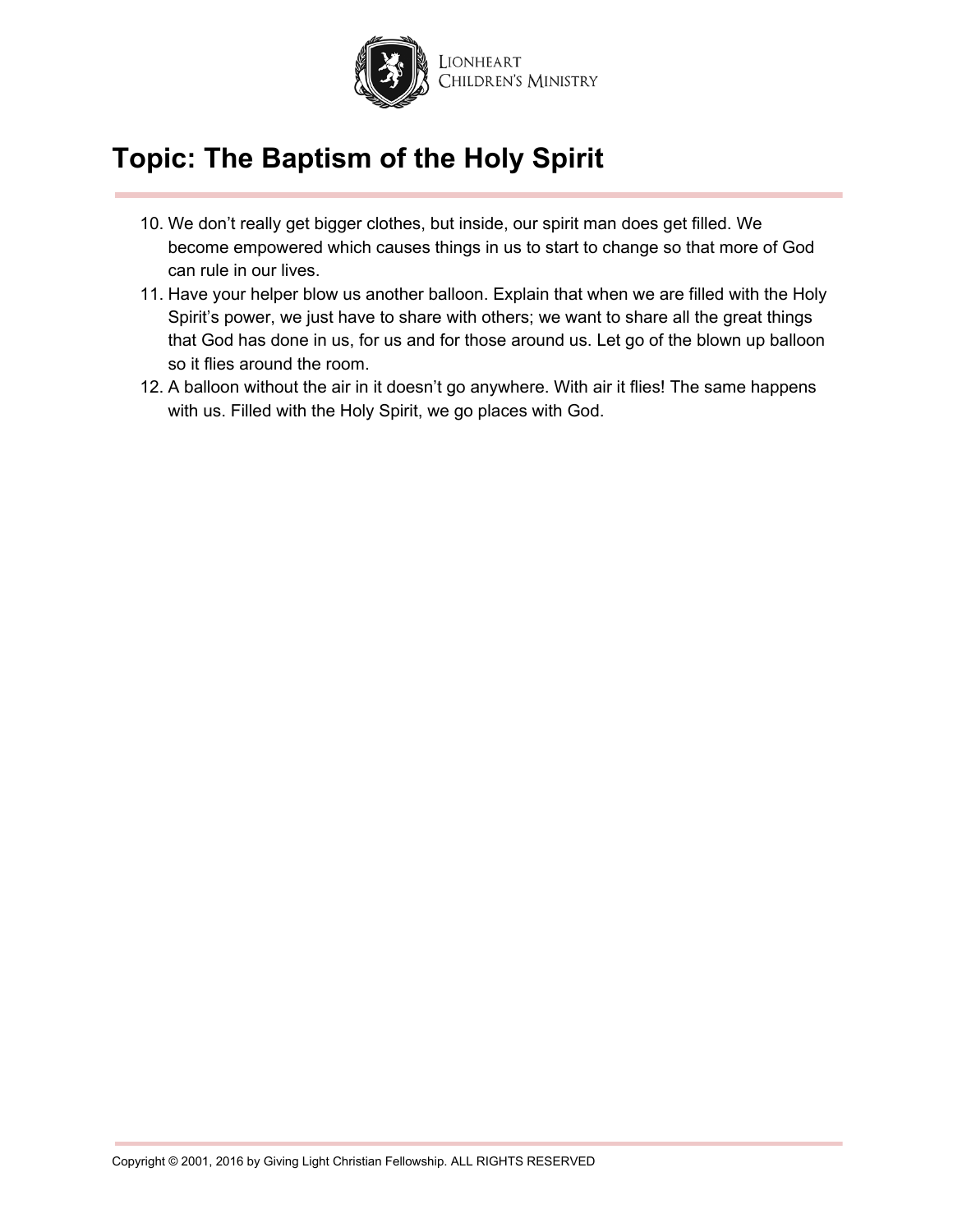# Topic: The Baptism of the Holy Spirit

10. We don't really get bigger clothes, but inside, our spirit man does get filled. We become empowered which causes things in us to start to change so that more of God can rule in our lives.
11. Have your helper blow us another balloon. Explain that when we are filled with the Holy Spirit's power, we just have to share with others; we want to share all the great things that God has done in us, for us and for those around us. Let go of the blown up balloon so it flies around the room.
12. A balloon without the air in it doesn't go anywhere. With air it flies! The same happens with us. Filled with the Holy Spirit, we go places with God.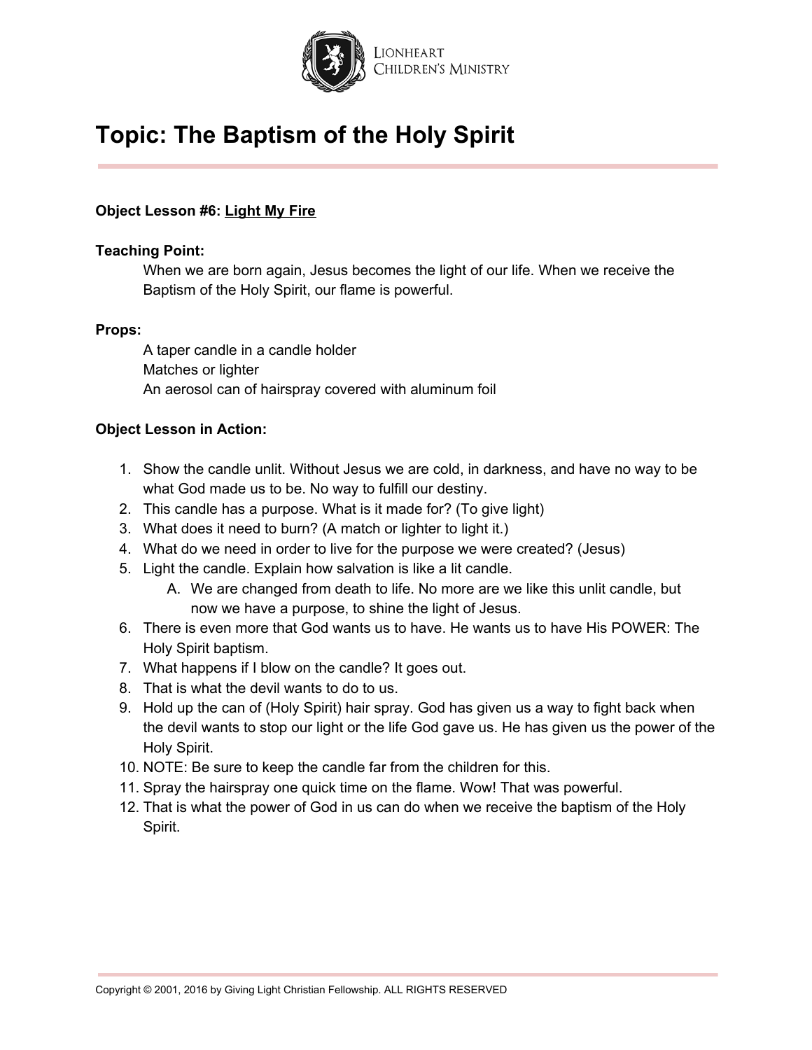# Topic: The Baptism of the Holy Spirit

**Object Lesson #6: Light My Fire**

**Teaching Point:**

When we are born again, Jesus becomes the light of our life. When we receive the Baptism of the Holy Spirit, our flame is powerful.

**Props:**

A taper candle in a candle holder
Matches or lighter
An aerosol can of hairspray covered with aluminum foil

**Object Lesson in Action:**

1. Show the candle unlit. Without Jesus we are cold, in darkness, and have no way to be what God made us to be. No way to fulfill our destiny.
2. This candle has a purpose. What is it made for? (To give light)
3. What does it need to burn? (A match or lighter to light it.)
4. What do we need in order to live for the purpose we were created? (Jesus)
5. Light the candle. Explain how salvation is like a lit candle.
   A. We are changed from death to life. No more are we like this unlit candle, but now we have a purpose, to shine the light of Jesus.
6. There is even more that God wants us to have. He wants us to have His POWER: The Holy Spirit baptism.
7. What happens if I blow on the candle? It goes out.
8. That is what the devil wants to do to us.
9. Hold up the can of (Holy Spirit) hair spray. God has given us a way to fight back when the devil wants to stop our light or the life God gave us. He has given us the power of the Holy Spirit.
10. NOTE: Be sure to keep the candle far from the children for this.
11. Spray the hairspray one quick time on the flame. Wow! That was powerful.
12. That is what the power of God in us can do when we receive the baptism of the Holy Spirit.

Copyright © 2001, 2016 by Giving Light Christian Fellowship. ALL RIGHTS RESERVED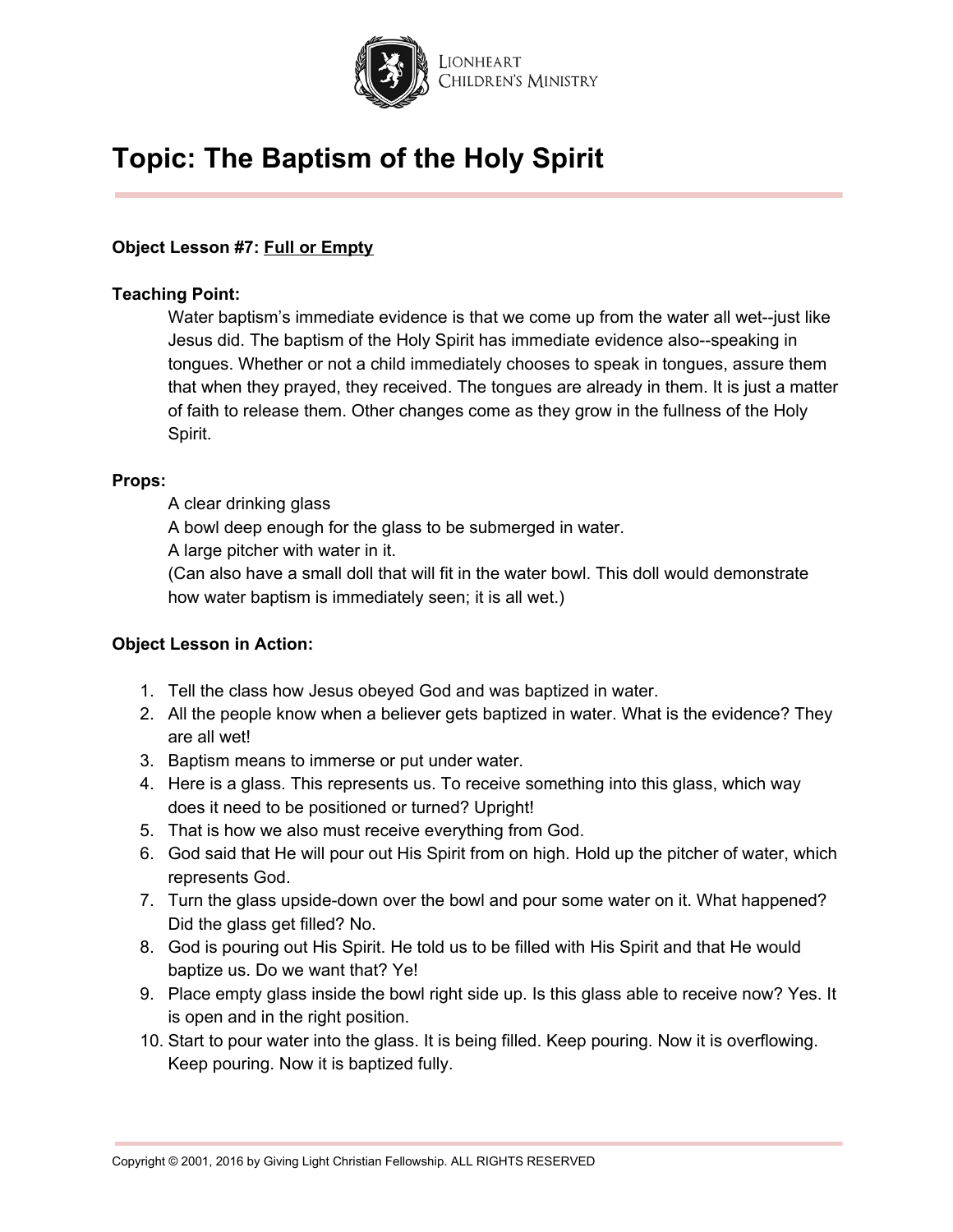# Topic: The Baptism of the Holy Spirit

**Object Lesson #7:** **Full or Empty**

**Teaching Point:**

Water baptism's immediate evidence is that we come up from the water all wet--just like Jesus did. The baptism of the Holy Spirit has immediate evidence also--speaking in tongues. Whether or not a child immediately chooses to speak in tongues, assure them that when they prayed, they received. The tongues are already in them. It is just a matter of faith to release them. Other changes come as they grow in the fullness of the Holy Spirit.

**Props:**

A clear drinking glass
A bowl deep enough for the glass to be submerged in water.
A large pitcher with water in it.
(Can also have a small doll that will fit in the water bowl. This doll would demonstrate how water baptism is immediately seen; it is all wet.)

**Object Lesson in Action:**

1. Tell the class how Jesus obeyed God and was baptized in water.
2. All the people know when a believer gets baptized in water. What is the evidence? They are all wet!
3. Baptism means to immerse or put under water.
4. Here is a glass. This represents us. To receive something into this glass, which way does it need to be positioned or turned? Upright!
5. That is how we also must receive everything from God.
6. God said that He will pour out His Spirit from on high. Hold up the pitcher of water, which represents God.
7. Turn the glass upside-down over the bowl and pour some water on it. What happened? Did the glass get filled? No.
8. God is pouring out His Spirit. He told us to be filled with His Spirit and that He would baptize us. Do we want that? Ye!
9. Place empty glass inside the bowl right side up. Is this glass able to receive now? Yes. It is open and in the right position.
10. Start to pour water into the glass. It is being filled. Keep pouring. Now it is overflowing. Keep pouring. Now it is baptized fully.

Copyright © 2001, 2016 by Giving Light Christian Fellowship. ALL RIGHTS RESERVED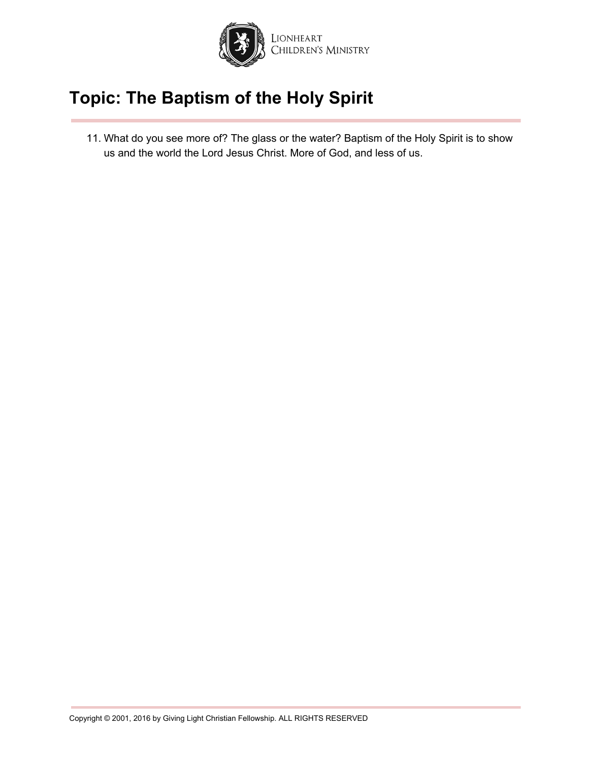## Topic: The Baptism of the Holy Spirit

11. What do you see more of? The glass or the water? Baptism of the Holy Spirit is to show us and the world the Lord Jesus Christ. More of God, and less of us.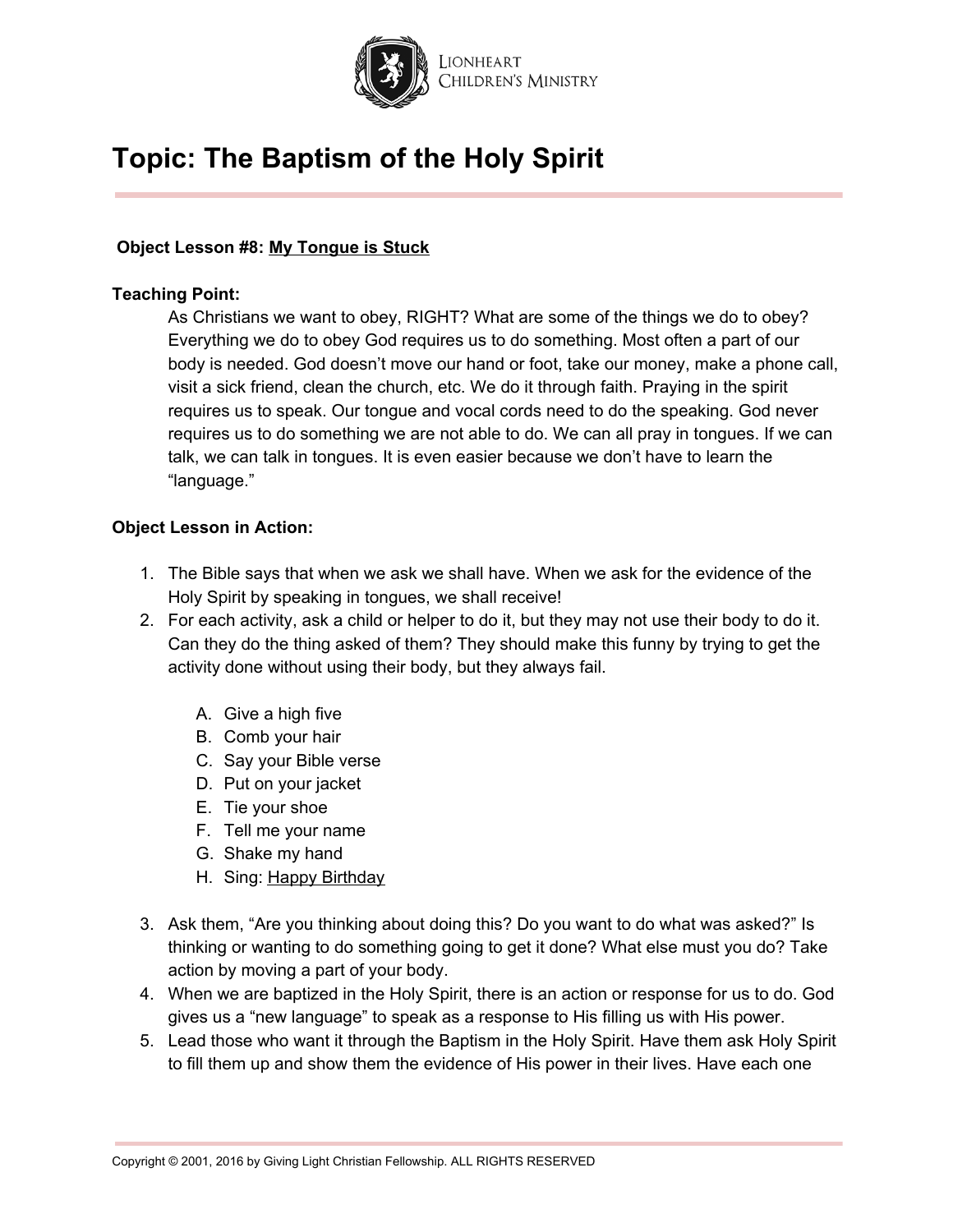# Topic: The Baptism of the Holy Spirit

**Object Lesson #8:** <u>My Tongue is Stuck</u>

**Teaching Point:**

As Christians we want to obey, RIGHT? What are some of the things we do to obey? Everything we do to obey God requires us to do something. Most often a part of our body is needed. God doesn't move our hand or foot, take our money, make a phone call, visit a sick friend, clean the church, etc. We do it through faith. Praying in the spirit requires us to speak. Our tongue and vocal cords need to do the speaking. God never requires us to do something we are not able to do. We can all pray in tongues. If we can talk, we can talk in tongues. It is even easier because we don't have to learn the "language."

**Object Lesson in Action:**

1. The Bible says that when we ask we shall have. When we ask for the evidence of the Holy Spirit by speaking in tongues, we shall receive!
2. For each activity, ask a child or helper to do it, but they may not use their body to do it. Can they do the thing asked of them? They should make this funny by trying to get the activity done without using their body, but they always fail.

    A. Give a high five
    B. Comb your hair
    C. Say your Bible verse
    D. Put on your jacket
    E. Tie your shoe
    F. Tell me your name
    G. Shake my hand
    H. Sing: <u>Happy Birthday</u>

3. Ask them, "Are you thinking about doing this? Do you want to do what was asked?" Is thinking or wanting to do something going to get it done? What else must you do? Take action by moving a part of your body.
4. When we are baptized in the Holy Spirit, there is an action or response for us to do. God gives us a "new language" to speak as a response to His filling us with His power.
5. Lead those who want it through the Baptism in the Holy Spirit. Have them ask Holy Spirit to fill them up and show them the evidence of His power in their lives. Have each one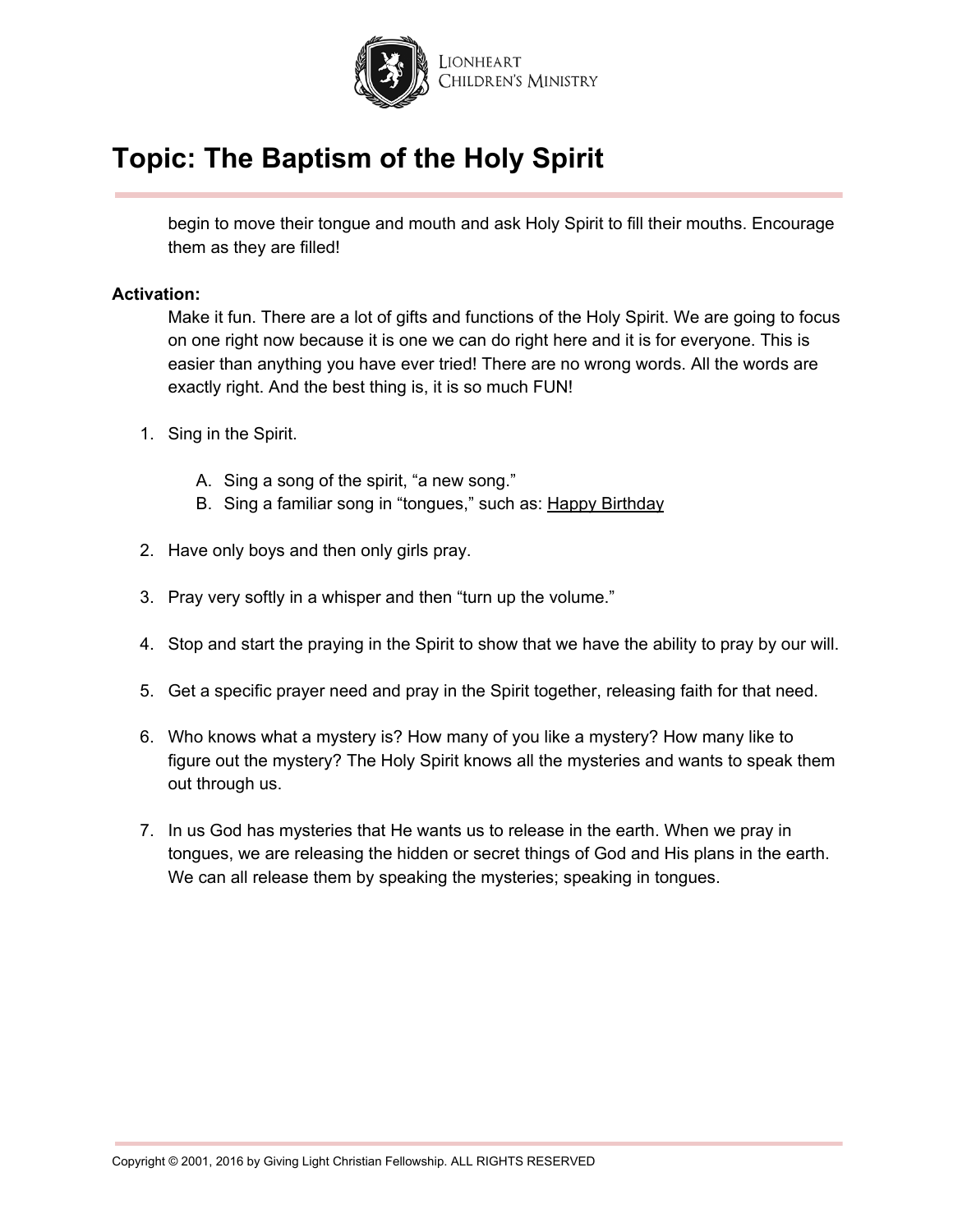begin to move their tongue and mouth and ask Holy Spirit to fill their mouths. Encourage them as they are filled!

**Activation:**

Make it fun. There are a lot of gifts and functions of the Holy Spirit. We are going to focus on one right now because it is one we can do right here and it is for everyone. This is easier than anything you have ever tried! There are no wrong words. All the words are exactly right. And the best thing is, it is so much FUN!

1. Sing in the Spirit.

    A. Sing a song of the spirit, "a new song."
    B. Sing a familiar song in "tongues," such as: Happy Birthday

2. Have only boys and then only girls pray.

3. Pray very softly in a whisper and then "turn up the volume."

4. Stop and start the praying in the Spirit to show that we have the ability to pray by our will.

5. Get a specific prayer need and pray in the Spirit together, releasing faith for that need.

6. Who knows what a mystery is? How many of you like a mystery? How many like to figure out the mystery? The Holy Spirit knows all the mysteries and wants to speak them out through us.

7. In us God has mysteries that He wants us to release in the earth. When we pray in tongues, we are releasing the hidden or secret things of God and His plans in the earth. We can all release them by speaking the mysteries; speaking in tongues.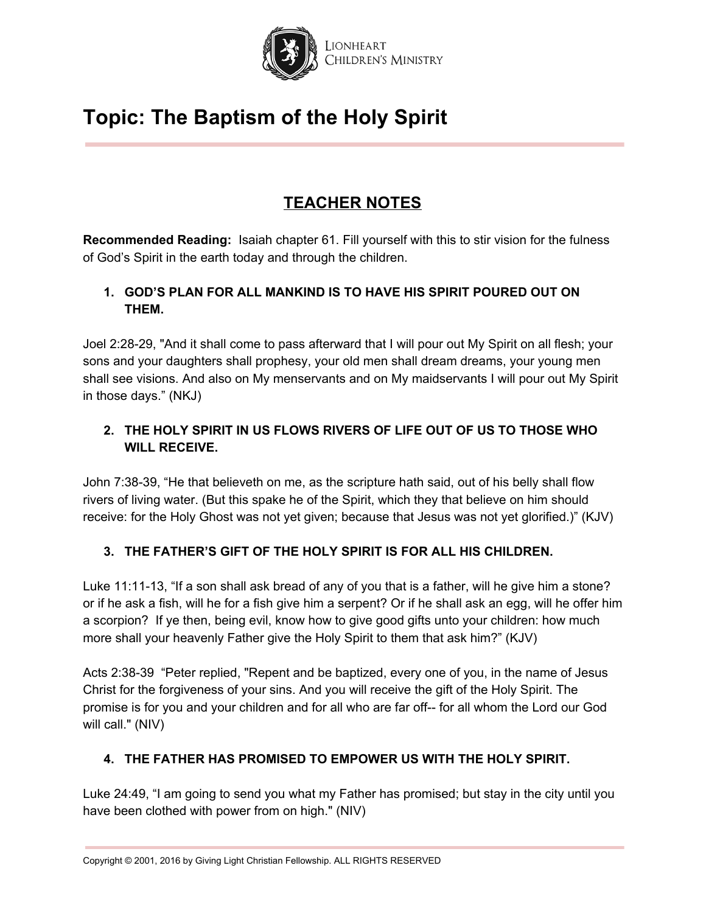# Topic: The Baptism of the Holy Spirit

## TEACHER NOTES

**Recommended Reading:** Isaiah chapter 61. Fill yourself with this to stir vision for the fulness of God's Spirit in the earth today and through the children.

### 1. GOD'S PLAN FOR ALL MANKIND IS TO HAVE HIS SPIRIT POURED OUT ON THEM.

Joel 2:28-29, "And it shall come to pass afterward that I will pour out My Spirit on all flesh; your sons and your daughters shall prophesy, your old men shall dream dreams, your young men shall see visions. And also on My menservants and on My maidservants I will pour out My Spirit in those days." (NKJ)

### 2. THE HOLY SPIRIT IN US FLOWS RIVERS OF LIFE OUT OF US TO THOSE WHO WILL RECEIVE.

John 7:38-39, "He that believeth on me, as the scripture hath said, out of his belly shall flow rivers of living water. (But this spake he of the Spirit, which they that believe on him should receive: for the Holy Ghost was not yet given; because that Jesus was not yet glorified.)" (KJV)

### 3. THE FATHER'S GIFT OF THE HOLY SPIRIT IS FOR ALL HIS CHILDREN.

Luke 11:11-13, "If a son shall ask bread of any of you that is a father, will he give him a stone? or if he ask a fish, will he for a fish give him a serpent? Or if he shall ask an egg, will he offer him a scorpion? If ye then, being evil, know how to give good gifts unto your children: how much more shall your heavenly Father give the Holy Spirit to them that ask him?" (KJV)

Acts 2:38-39 "Peter replied, "Repent and be baptized, every one of you, in the name of Jesus Christ for the forgiveness of your sins. And you will receive the gift of the Holy Spirit. The promise is for you and your children and for all who are far off-- for all whom the Lord our God will call." (NIV)

### 4. THE FATHER HAS PROMISED TO EMPOWER US WITH THE HOLY SPIRIT.

Luke 24:49, "I am going to send you what my Father has promised; but stay in the city until you have been clothed with power from on high." (NIV)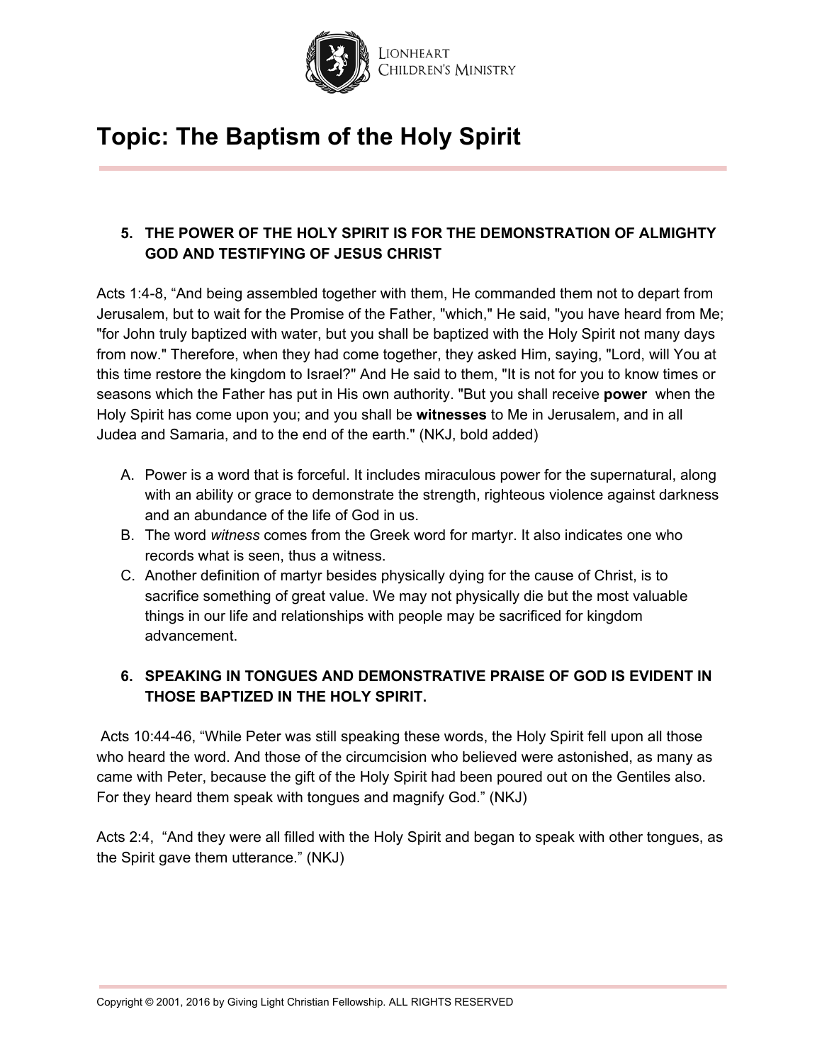# Topic: The Baptism of the Holy Spirit

**5. THE POWER OF THE HOLY SPIRIT IS FOR THE DEMONSTRATION OF ALMIGHTY GOD AND TESTIFYING OF JESUS CHRIST**

Acts 1:4-8, "And being assembled together with them, He commanded them not to depart from Jerusalem, but to wait for the Promise of the Father, "which," He said, "you have heard from Me; "for John truly baptized with water, but you shall be baptized with the Holy Spirit not many days from now." Therefore, when they had come together, they asked Him, saying, "Lord, will You at this time restore the kingdom to Israel?" And He said to them, "It is not for you to know times or seasons which the Father has put in His own authority. "But you shall receive **power** when the Holy Spirit has come upon you; and you shall be **witnesses** to Me in Jerusalem, and in all Judea and Samaria, and to the end of the earth." (NKJ, bold added)

A. Power is a word that is forceful. It includes miraculous power for the supernatural, along with an ability or grace to demonstrate the strength, righteous violence against darkness and an abundance of the life of God in us.
B. The word *witness* comes from the Greek word for martyr. It also indicates one who records what is seen, thus a witness.
C. Another definition of martyr besides physically dying for the cause of Christ, is to sacrifice something of great value. We may not physically die but the most valuable things in our life and relationships with people may be sacrificed for kingdom advancement.

**6. SPEAKING IN TONGUES AND DEMONSTRATIVE PRAISE OF GOD IS EVIDENT IN THOSE BAPTIZED IN THE HOLY SPIRIT.**

Acts 10:44-46, "While Peter was still speaking these words, the Holy Spirit fell upon all those who heard the word. And those of the circumcision who believed were astonished, as many as came with Peter, because the gift of the Holy Spirit had been poured out on the Gentiles also. For they heard them speak with tongues and magnify God." (NKJ)

Acts 2:4, "And they were all filled with the Holy Spirit and began to speak with other tongues, as the Spirit gave them utterance." (NKJ)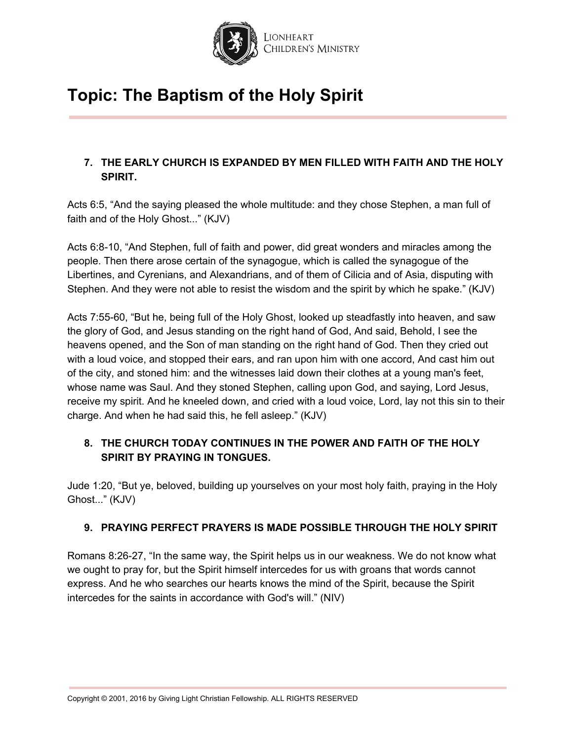# Topic: The Baptism of the Holy Spirit

7. **THE EARLY CHURCH IS EXPANDED BY MEN FILLED WITH FAITH AND THE HOLY SPIRIT.**

Acts 6:5, “And the saying pleased the whole multitude: and they chose Stephen, a man full of faith and of the Holy Ghost...” (KJV)

Acts 6:8-10, “And Stephen, full of faith and power, did great wonders and miracles among the people. Then there arose certain of the synagogue, which is called the synagogue of the Libertines, and Cyrenians, and Alexandrians, and of them of Cilicia and of Asia, disputing with Stephen. And they were not able to resist the wisdom and the spirit by which he spake.” (KJV)

Acts 7:55-60, “But he, being full of the Holy Ghost, looked up steadfastly into heaven, and saw the glory of God, and Jesus standing on the right hand of God, And said, Behold, I see the heavens opened, and the Son of man standing on the right hand of God. Then they cried out with a loud voice, and stopped their ears, and ran upon him with one accord, And cast him out of the city, and stoned him: and the witnesses laid down their clothes at a young man's feet, whose name was Saul. And they stoned Stephen, calling upon God, and saying, Lord Jesus, receive my spirit. And he kneeled down, and cried with a loud voice, Lord, lay not this sin to their charge. And when he had said this, he fell asleep.” (KJV)

8. **THE CHURCH TODAY CONTINUES IN THE POWER AND FAITH OF THE HOLY SPIRIT BY PRAYING IN TONGUES.**

Jude 1:20, “But ye, beloved, building up yourselves on your most holy faith, praying in the Holy Ghost...” (KJV)

9. **PRAYING PERFECT PRAYERS IS MADE POSSIBLE THROUGH THE HOLY SPIRIT**

Romans 8:26-27, “In the same way, the Spirit helps us in our weakness. We do not know what we ought to pray for, but the Spirit himself intercedes for us with groans that words cannot express. And he who searches our hearts knows the mind of the Spirit, because the Spirit intercedes for the saints in accordance with God's will.” (NIV)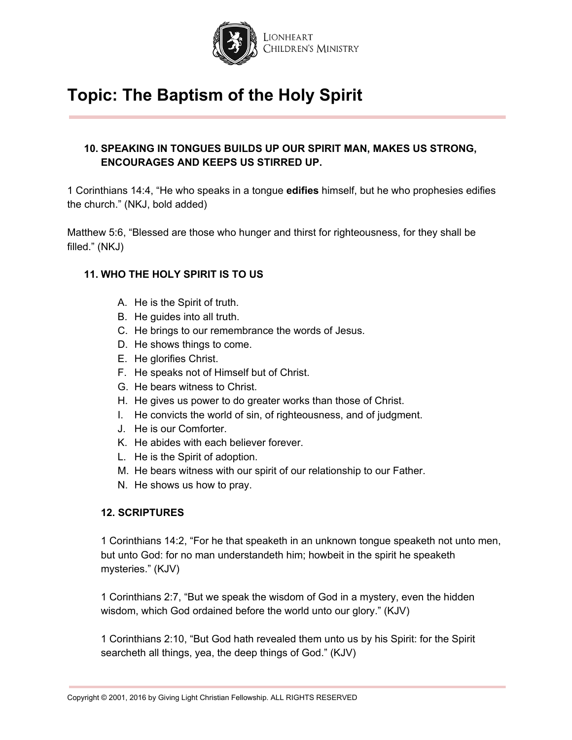# Topic: The Baptism of the Holy Spirit

### 10. SPEAKING IN TONGUES BUILDS UP OUR SPIRIT MAN, MAKES US STRONG, ENCOURAGES AND KEEPS US STIRRED UP.

1 Corinthians 14:4, "He who speaks in a tongue **edifies** himself, but he who prophesies edifies the church." (NKJ, bold added)

Matthew 5:6, "Blessed are those who hunger and thirst for righteousness, for they shall be filled." (NKJ)

### 11. WHO THE HOLY SPIRIT IS TO US

A. He is the Spirit of truth.
B. He guides into all truth.
C. He brings to our remembrance the words of Jesus.
D. He shows things to come.
E. He glorifies Christ.
F. He speaks not of Himself but of Christ.
G. He bears witness to Christ.
H. He gives us power to do greater works than those of Christ.
I. He convicts the world of sin, of righteousness, and of judgment.
J. He is our Comforter.
K. He abides with each believer forever.
L. He is the Spirit of adoption.
M. He bears witness with our spirit of our relationship to our Father.
N. He shows us how to pray.

### 12. SCRIPTURES

1 Corinthians 14:2, "For he that speaketh in an unknown tongue speaketh not unto men, but unto God: for no man understandeth him; howbeit in the spirit he speaketh mysteries." (KJV)

1 Corinthians 2:7, "But we speak the wisdom of God in a mystery, even the hidden wisdom, which God ordained before the world unto our glory." (KJV)

1 Corinthians 2:10, "But God hath revealed them unto us by his Spirit: for the Spirit searcheth all things, yea, the deep things of God." (KJV)

Copyright © 2001, 2016 by Giving Light Christian Fellowship. ALL RIGHTS RESERVED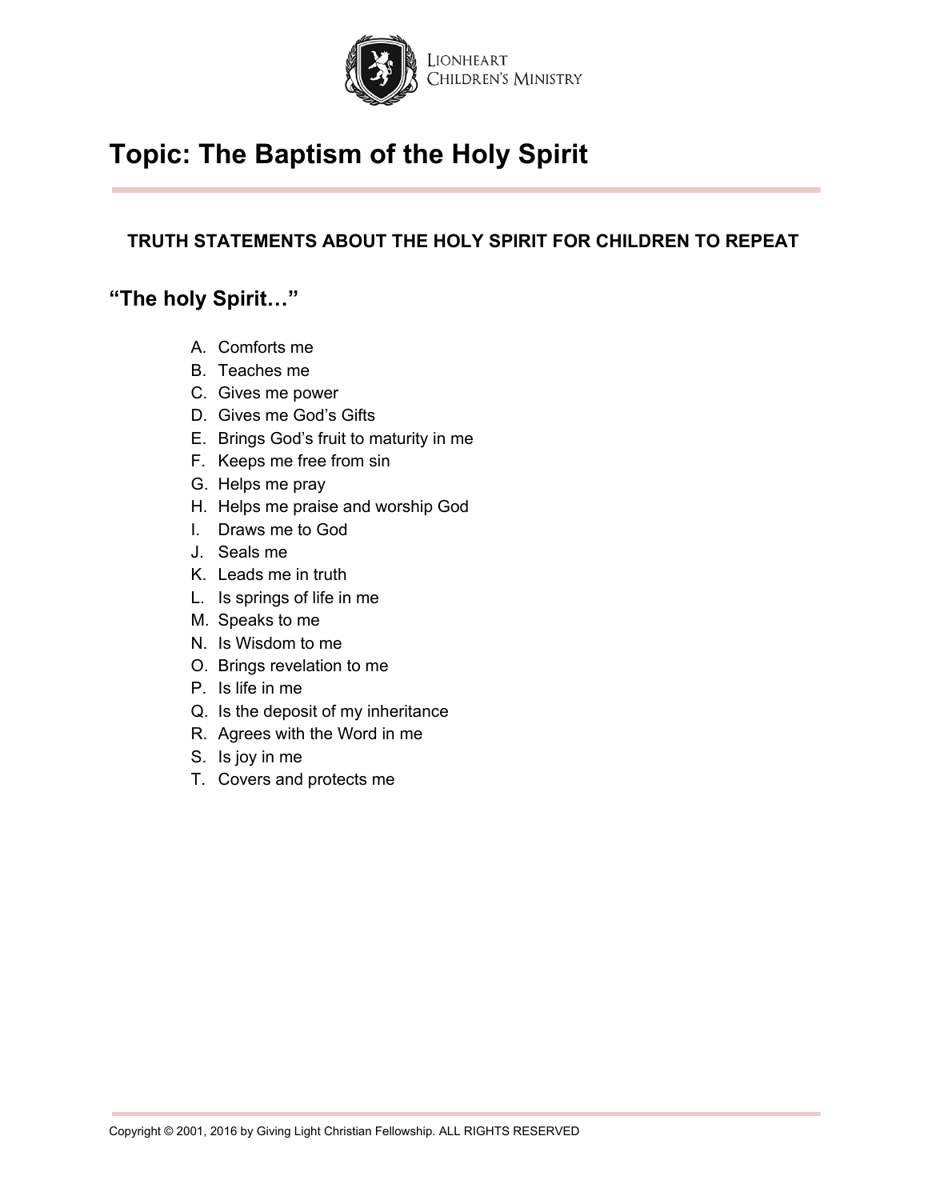# Topic: The Baptism of the Holy Spirit

**TRUTH STATEMENTS ABOUT THE HOLY SPIRIT FOR CHILDREN TO REPEAT**

## "The holy Spirit…"

A. Comforts me
B. Teaches me
C. Gives me power
D. Gives me God's Gifts
E. Brings God's fruit to maturity in me
F. Keeps me free from sin
G. Helps me pray
H. Helps me praise and worship God
I. Draws me to God
J. Seals me
K. Leads me in truth
L. Is springs of life in me
M. Speaks to me
N. Is Wisdom to me
O. Brings revelation to me
P. Is life in me
Q. Is the deposit of my inheritance
R. Agrees with the Word in me
S. Is joy in me
T. Covers and protects me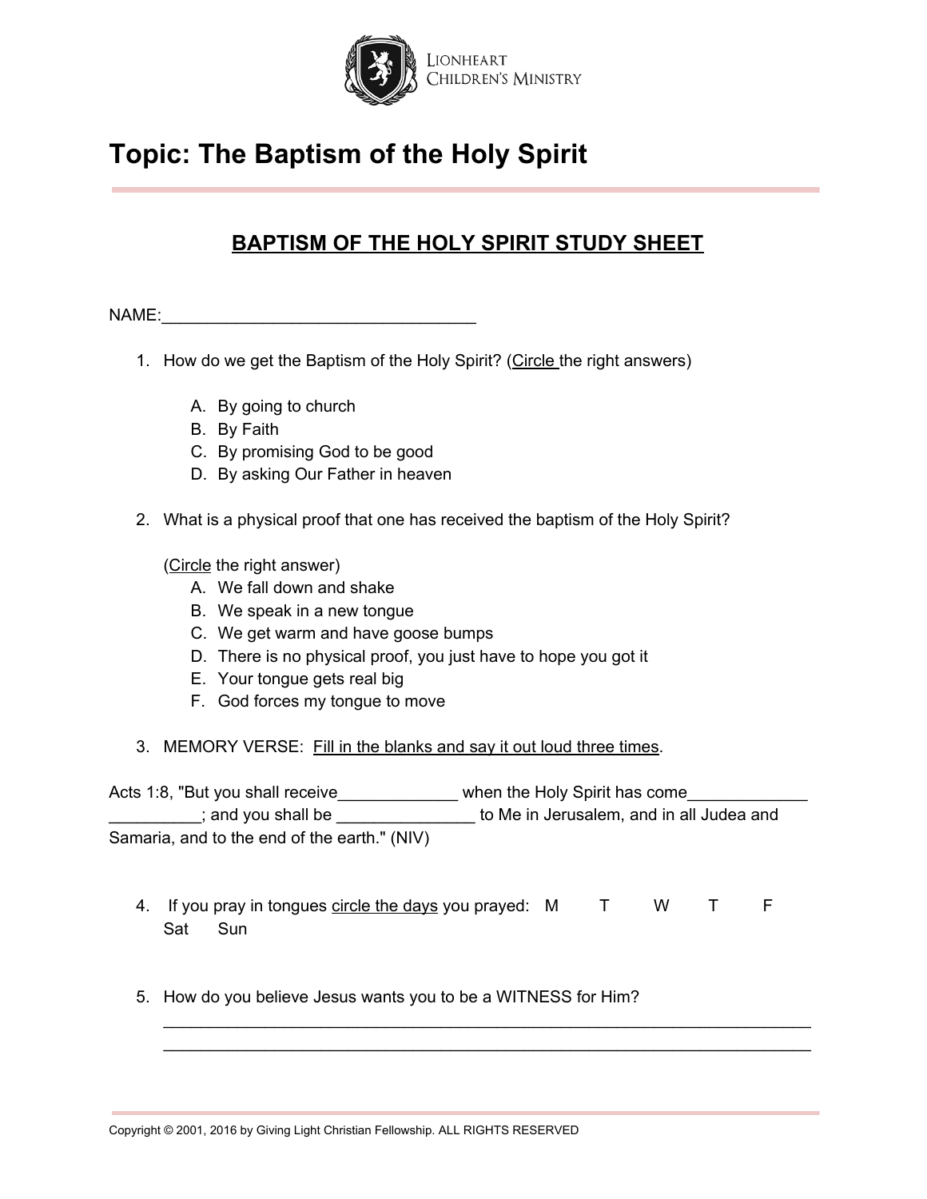Lionheart Children's Ministry

# Topic: The Baptism of the Holy Spirit

## BAPTISM OF THE HOLY SPIRIT STUDY SHEET

NAME:_________________________________

1. How do we get the Baptism of the Holy Spirit? (Circle the right answers)

   A. By going to church
   B. By Faith
   C. By promising God to be good
   D. By asking Our Father in heaven

2. What is a physical proof that one has received the baptism of the Holy Spirit?

   (Circle the right answer)
   A. We fall down and shake
   B. We speak in a new tongue
   C. We get warm and have goose bumps
   D. There is no physical proof, you just have to hope you got it
   E. Your tongue gets real big
   F. God forces my tongue to move

3. MEMORY VERSE: Fill in the blanks and say it out loud three times.

Acts 1:8, "But you shall receive_____________ when the Holy Spirit has come_____________ __________; and you shall be _______________ to Me in Jerusalem, and in all Judea and Samaria, and to the end of the earth." (NIV)

4. If you pray in tongues circle the days you prayed: M T W T F Sat Sun

5. How do you believe Jesus wants you to be a WITNESS for Him?
   ______________________________________________________________________
   ______________________________________________________________________

Copyright © 2001, 2016 by Giving Light Christian Fellowship. ALL RIGHTS RESERVED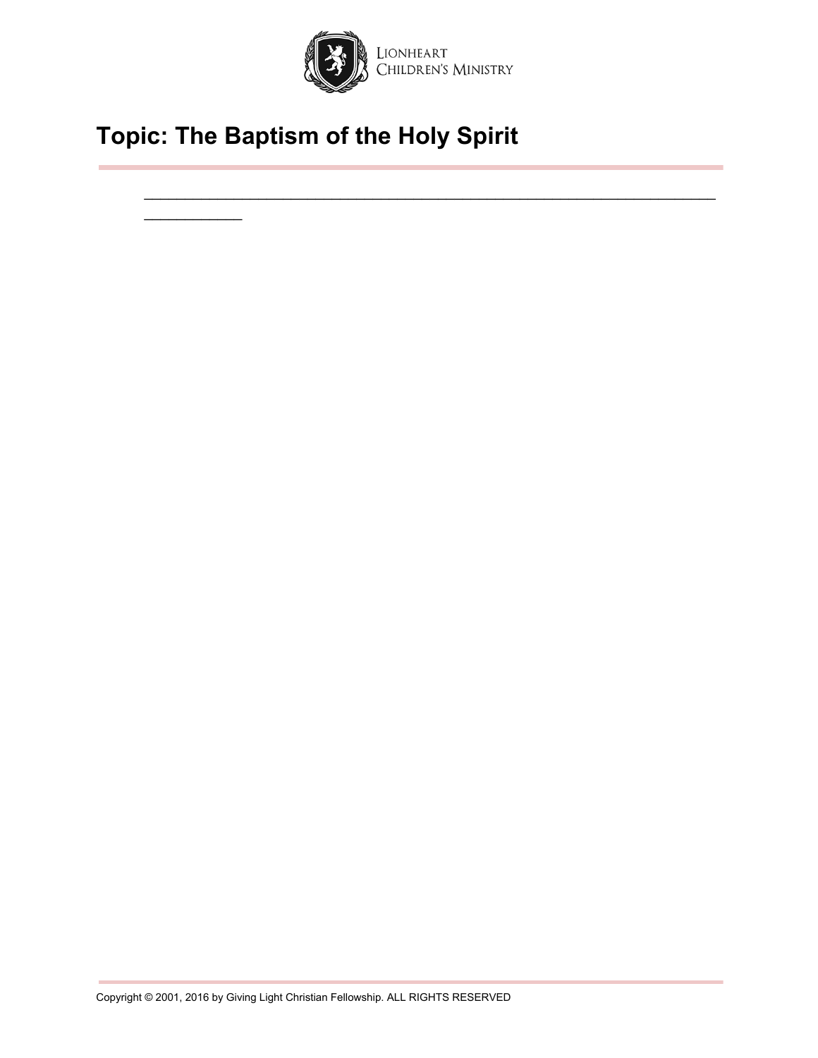# Topic: The Baptism of the Holy Spirit

______________________________________________________________________________
_____________